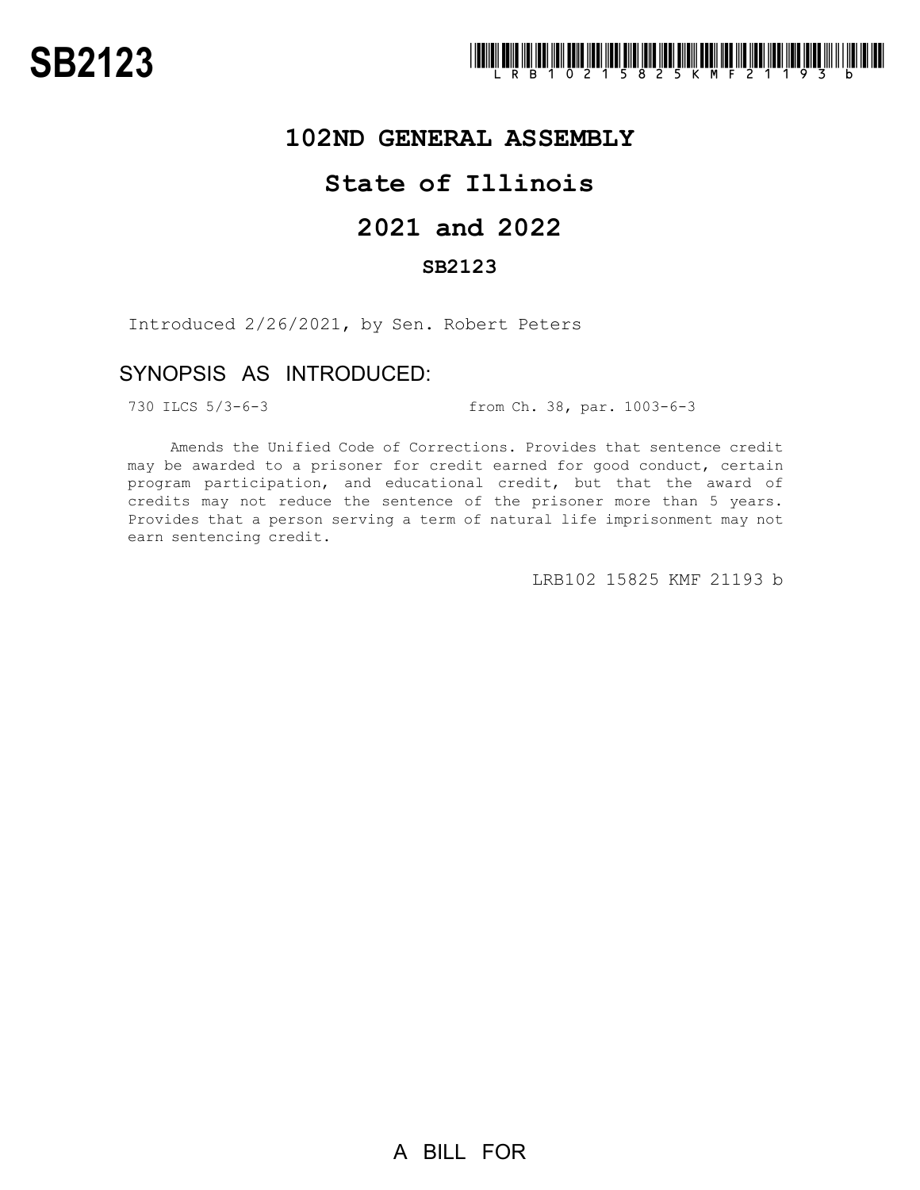# SB2123

LRB102 15825 KMF 21193 b

## 102ND GENERAL ASSEMBLY

## State of Illinois

## 2021 and 2022

### SB2123

Introduced 2/26/2021, by Sen. Robert Peters

## SYNOPSIS AS INTRODUCED:

730 ILCS 5/3-6-3 from Ch. 38, par. 1003-6-3

Amends the Unified Code of Corrections. Provides that sentence credit may be awarded to a prisoner for credit earned for good conduct, certain program participation, and educational credit, but that the award of credits may not reduce the sentence of the prisoner more than 5 years. Provides that a person serving a term of natural life imprisonment may not earn sentencing credit.

LRB102 15825 KMF 21193 b

A BILL FOR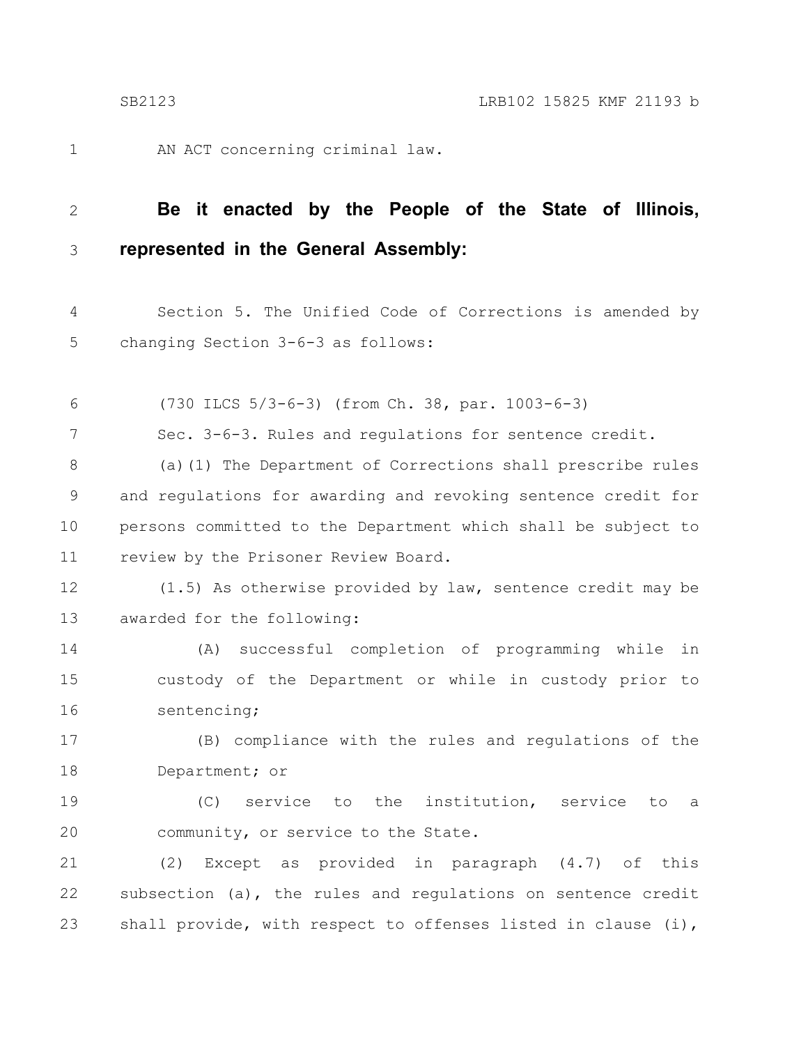AN ACT concerning criminal law.

**Be it enacted by the People of the State of Illinois, represented in the General Assembly:**

Section 5. The Unified Code of Corrections is amended by changing Section 3-6-3 as follows:

(730 ILCS 5/3-6-3) (from Ch. 38, par. 1003-6-3)

Sec. 3-6-3. Rules and regulations for sentence credit.

(a)(1) The Department of Corrections shall prescribe rules and regulations for awarding and revoking sentence credit for persons committed to the Department which shall be subject to review by the Prisoner Review Board.

(1.5) As otherwise provided by law, sentence credit may be awarded for the following:

(A) successful completion of programming while in custody of the Department or while in custody prior to sentencing;

(B) compliance with the rules and regulations of the Department; or

(C) service to the institution, service to a community, or service to the State.

(2) Except as provided in paragraph (4.7) of this subsection (a), the rules and regulations on sentence credit shall provide, with respect to offenses listed in clause (i),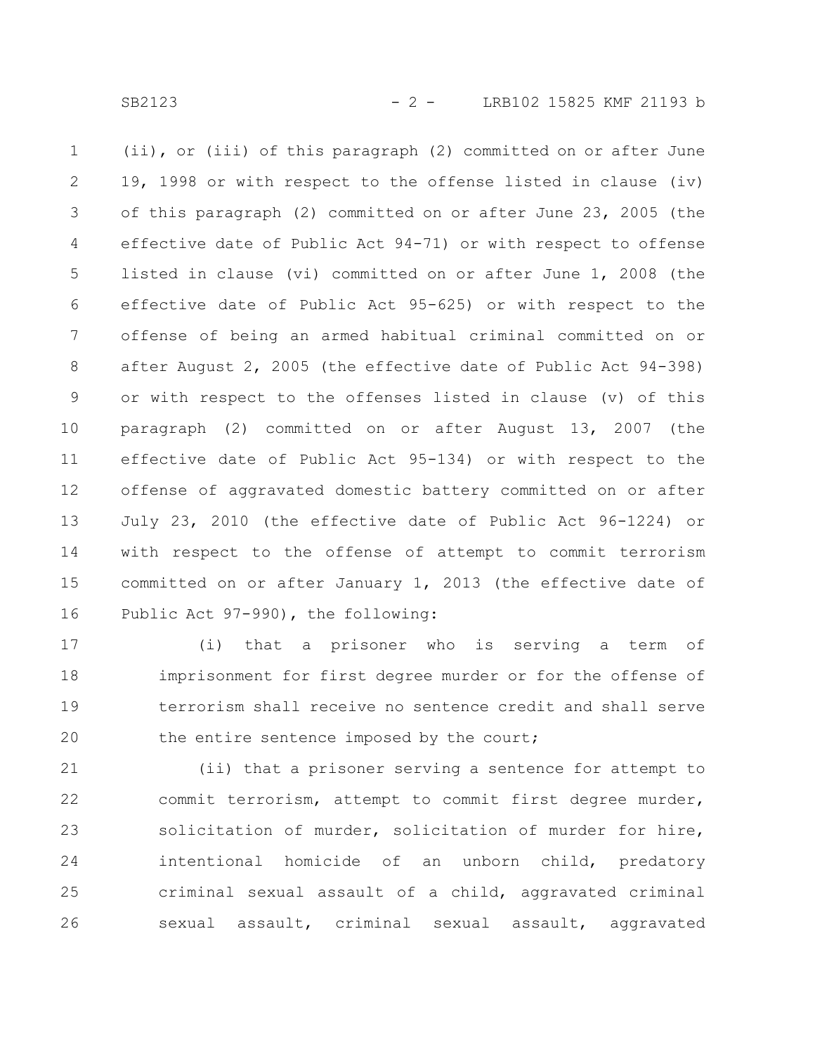(ii), or (iii) of this paragraph (2) committed on or after June 19, 1998 or with respect to the offense listed in clause (iv) of this paragraph (2) committed on or after June 23, 2005 (the effective date of Public Act 94-71) or with respect to offense listed in clause (vi) committed on or after June 1, 2008 (the effective date of Public Act 95-625) or with respect to the offense of being an armed habitual criminal committed on or after August 2, 2005 (the effective date of Public Act 94-398) or with respect to the offenses listed in clause (v) of this paragraph (2) committed on or after August 13, 2007 (the effective date of Public Act 95-134) or with respect to the offense of aggravated domestic battery committed on or after July 23, 2010 (the effective date of Public Act 96-1224) or with respect to the offense of attempt to commit terrorism committed on or after January 1, 2013 (the effective date of Public Act 97-990), the following:

(i) that a prisoner who is serving a term of imprisonment for first degree murder or for the offense of terrorism shall receive no sentence credit and shall serve the entire sentence imposed by the court;

(ii) that a prisoner serving a sentence for attempt to commit terrorism, attempt to commit first degree murder, solicitation of murder, solicitation of murder for hire, intentional homicide of an unborn child, predatory criminal sexual assault of a child, aggravated criminal sexual assault, criminal sexual assault, aggravated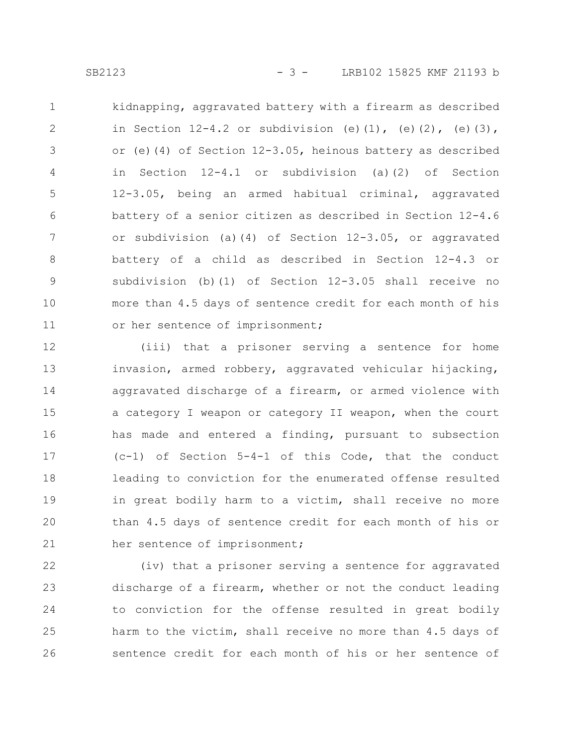kidnapping, aggravated battery with a firearm as described in Section 12-4.2 or subdivision (e)(1), (e)(2), (e)(3), or (e)(4) of Section 12-3.05, heinous battery as described in Section 12-4.1 or subdivision (a)(2) of Section 12-3.05, being an armed habitual criminal, aggravated battery of a senior citizen as described in Section 12-4.6 or subdivision (a)(4) of Section 12-3.05, or aggravated battery of a child as described in Section 12-4.3 or subdivision (b)(1) of Section 12-3.05 shall receive no more than 4.5 days of sentence credit for each month of his or her sentence of imprisonment;

(iii) that a prisoner serving a sentence for home invasion, armed robbery, aggravated vehicular hijacking, aggravated discharge of a firearm, or armed violence with a category I weapon or category II weapon, when the court has made and entered a finding, pursuant to subsection (c-1) of Section 5-4-1 of this Code, that the conduct leading to conviction for the enumerated offense resulted in great bodily harm to a victim, shall receive no more than 4.5 days of sentence credit for each month of his or her sentence of imprisonment;

(iv) that a prisoner serving a sentence for aggravated discharge of a firearm, whether or not the conduct leading to conviction for the offense resulted in great bodily harm to the victim, shall receive no more than 4.5 days of sentence credit for each month of his or her sentence of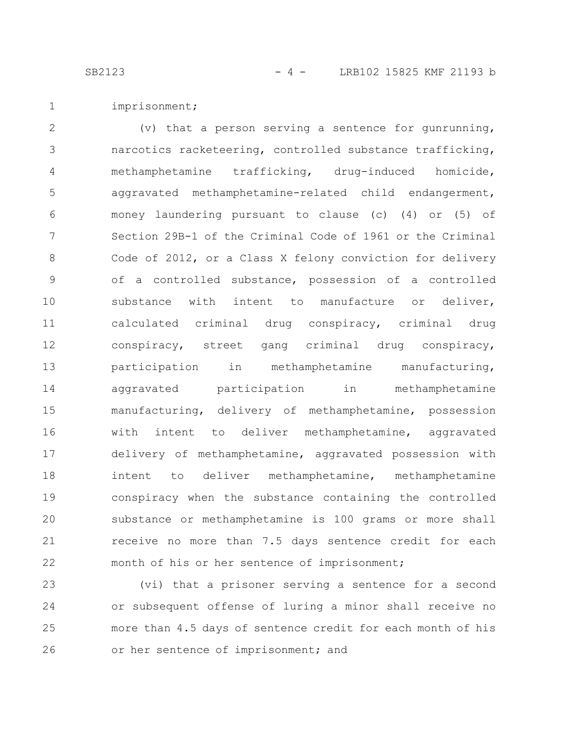imprisonment;

(v) that a person serving a sentence for gunrunning, narcotics racketeering, controlled substance trafficking, methamphetamine trafficking, drug-induced homicide, aggravated methamphetamine-related child endangerment, money laundering pursuant to clause (c) (4) or (5) of Section 29B-1 of the Criminal Code of 1961 or the Criminal Code of 2012, or a Class X felony conviction for delivery of a controlled substance, possession of a controlled substance with intent to manufacture or deliver, calculated criminal drug conspiracy, criminal drug conspiracy, street gang criminal drug conspiracy, participation in methamphetamine manufacturing, aggravated participation in methamphetamine manufacturing, delivery of methamphetamine, possession with intent to deliver methamphetamine, aggravated delivery of methamphetamine, aggravated possession with intent to deliver methamphetamine, methamphetamine conspiracy when the substance containing the controlled substance or methamphetamine is 100 grams or more shall receive no more than 7.5 days sentence credit for each month of his or her sentence of imprisonment;

(vi) that a prisoner serving a sentence for a second or subsequent offense of luring a minor shall receive no more than 4.5 days of sentence credit for each month of his or her sentence of imprisonment; and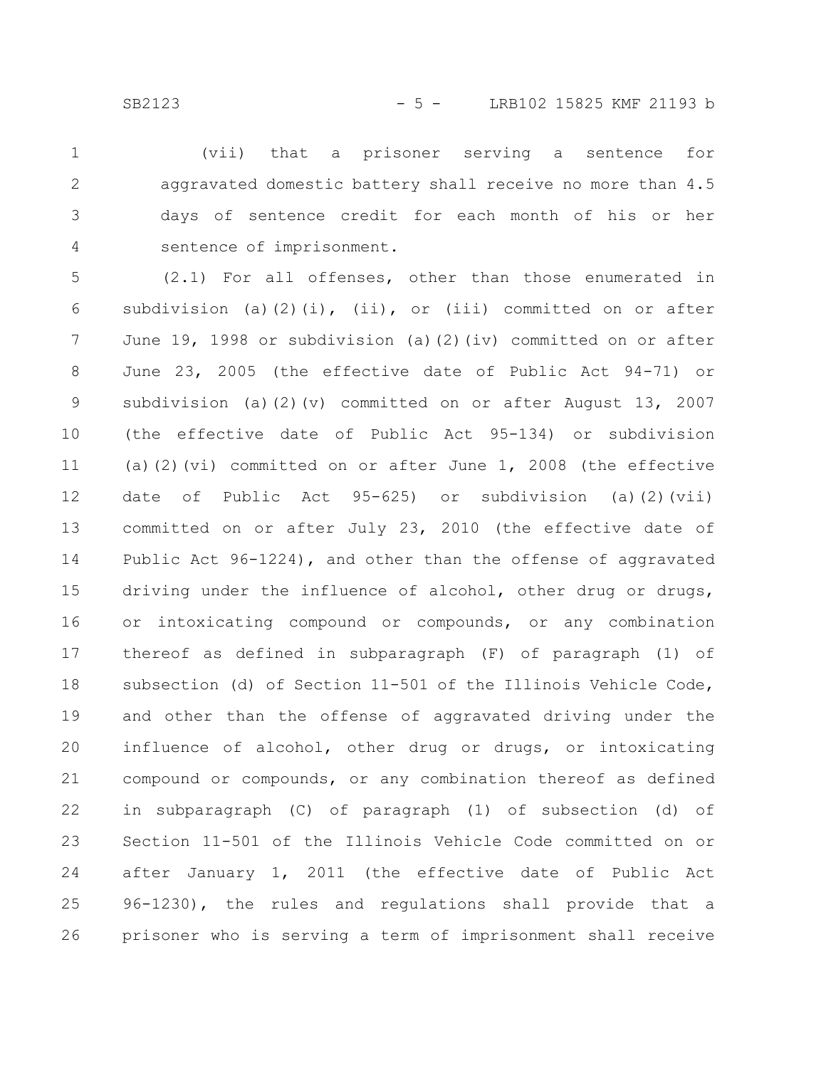(vii) that a prisoner serving a sentence for aggravated domestic battery shall receive no more than 4.5 days of sentence credit for each month of his or her sentence of imprisonment.

(2.1) For all offenses, other than those enumerated in subdivision (a)(2)(i), (ii), or (iii) committed on or after June 19, 1998 or subdivision (a)(2)(iv) committed on or after June 23, 2005 (the effective date of Public Act 94-71) or subdivision (a)(2)(v) committed on or after August 13, 2007 (the effective date of Public Act 95-134) or subdivision (a)(2)(vi) committed on or after June 1, 2008 (the effective date of Public Act 95-625) or subdivision (a)(2)(vii) committed on or after July 23, 2010 (the effective date of Public Act 96-1224), and other than the offense of aggravated driving under the influence of alcohol, other drug or drugs, or intoxicating compound or compounds, or any combination thereof as defined in subparagraph (F) of paragraph (1) of subsection (d) of Section 11-501 of the Illinois Vehicle Code, and other than the offense of aggravated driving under the influence of alcohol, other drug or drugs, or intoxicating compound or compounds, or any combination thereof as defined in subparagraph (C) of paragraph (1) of subsection (d) of Section 11-501 of the Illinois Vehicle Code committed on or after January 1, 2011 (the effective date of Public Act 96-1230), the rules and regulations shall provide that a prisoner who is serving a term of imprisonment shall receive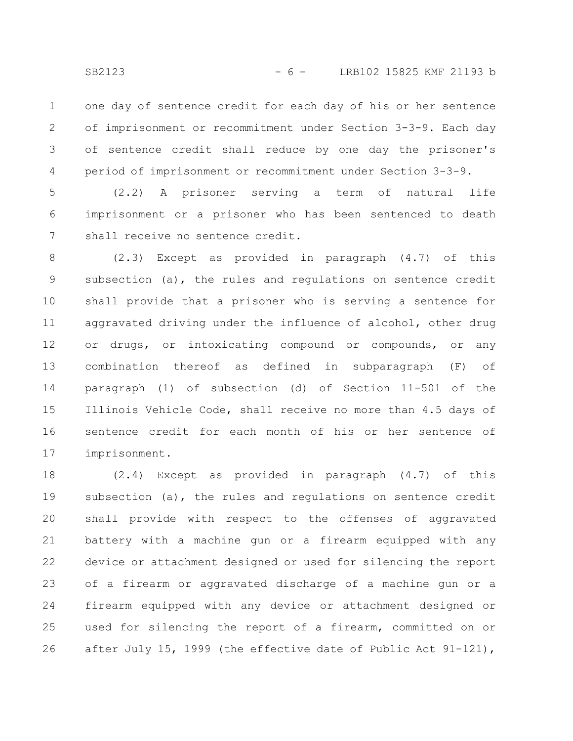one day of sentence credit for each day of his or her sentence of imprisonment or recommitment under Section 3-3-9. Each day of sentence credit shall reduce by one day the prisoner's period of imprisonment or recommitment under Section 3-3-9.

(2.2) A prisoner serving a term of natural life imprisonment or a prisoner who has been sentenced to death shall receive no sentence credit.

(2.3) Except as provided in paragraph (4.7) of this subsection (a), the rules and regulations on sentence credit shall provide that a prisoner who is serving a sentence for aggravated driving under the influence of alcohol, other drug or drugs, or intoxicating compound or compounds, or any combination thereof as defined in subparagraph (F) of paragraph (1) of subsection (d) of Section 11-501 of the Illinois Vehicle Code, shall receive no more than 4.5 days of sentence credit for each month of his or her sentence of imprisonment.

(2.4) Except as provided in paragraph (4.7) of this subsection (a), the rules and regulations on sentence credit shall provide with respect to the offenses of aggravated battery with a machine gun or a firearm equipped with any device or attachment designed or used for silencing the report of a firearm or aggravated discharge of a machine gun or a firearm equipped with any device or attachment designed or used for silencing the report of a firearm, committed on or after July 15, 1999 (the effective date of Public Act 91-121),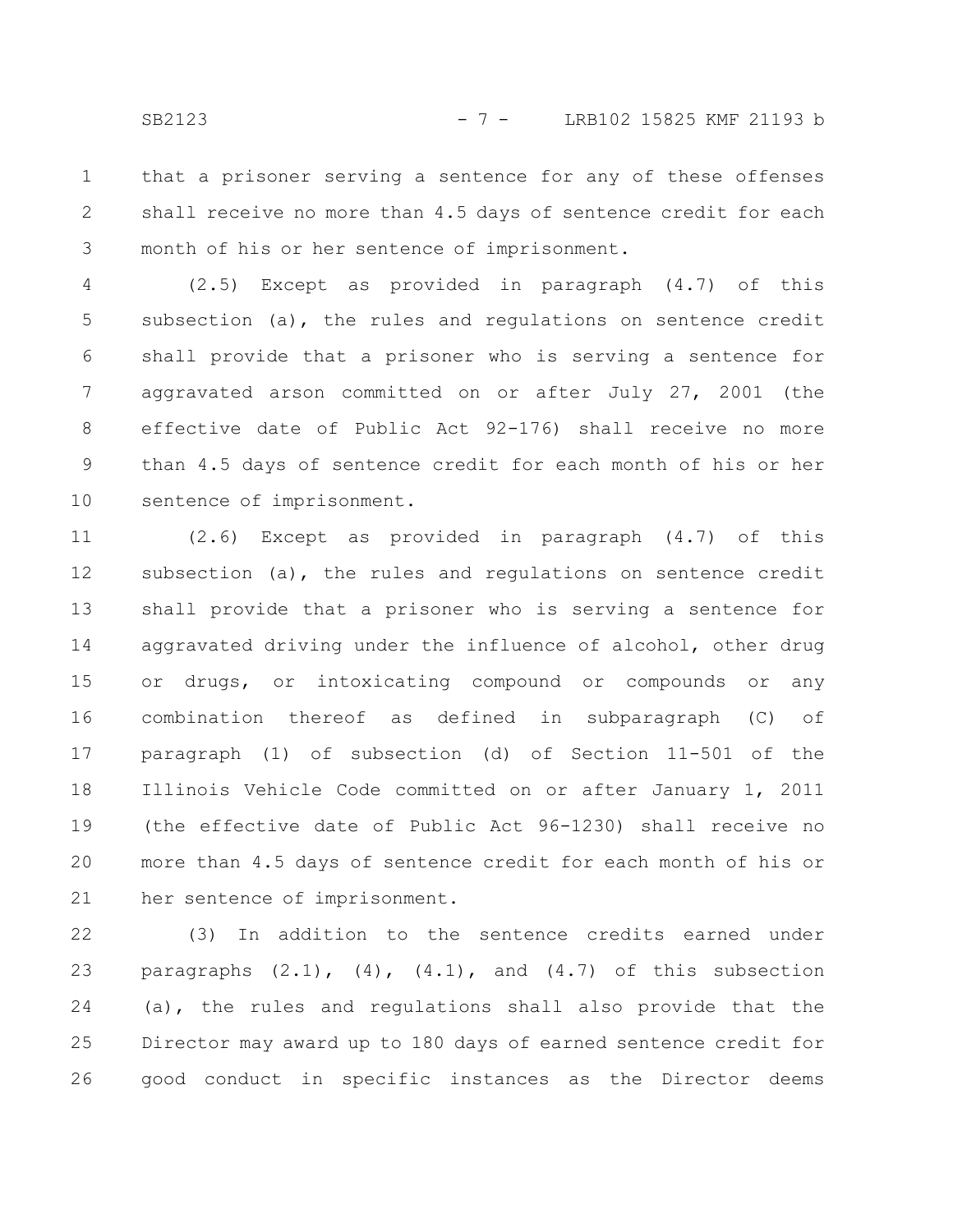that a prisoner serving a sentence for any of these offenses shall receive no more than 4.5 days of sentence credit for each month of his or her sentence of imprisonment.

(2.5) Except as provided in paragraph (4.7) of this subsection (a), the rules and regulations on sentence credit shall provide that a prisoner who is serving a sentence for aggravated arson committed on or after July 27, 2001 (the effective date of Public Act 92-176) shall receive no more than 4.5 days of sentence credit for each month of his or her sentence of imprisonment.

(2.6) Except as provided in paragraph (4.7) of this subsection (a), the rules and regulations on sentence credit shall provide that a prisoner who is serving a sentence for aggravated driving under the influence of alcohol, other drug or drugs, or intoxicating compound or compounds or any combination thereof as defined in subparagraph (C) of paragraph (1) of subsection (d) of Section 11-501 of the Illinois Vehicle Code committed on or after January 1, 2011 (the effective date of Public Act 96-1230) shall receive no more than 4.5 days of sentence credit for each month of his or her sentence of imprisonment.

(3) In addition to the sentence credits earned under paragraphs (2.1), (4), (4.1), and (4.7) of this subsection (a), the rules and regulations shall also provide that the Director may award up to 180 days of earned sentence credit for good conduct in specific instances as the Director deems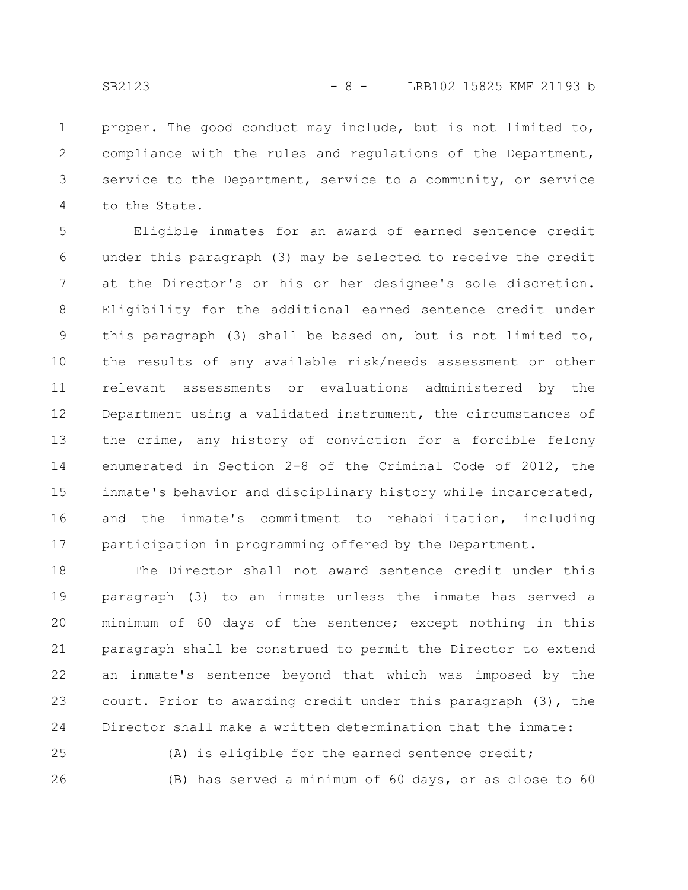proper. The good conduct may include, but is not limited to, compliance with the rules and regulations of the Department, service to the Department, service to a community, or service to the State.

Eligible inmates for an award of earned sentence credit under this paragraph (3) may be selected to receive the credit at the Director's or his or her designee's sole discretion. Eligibility for the additional earned sentence credit under this paragraph (3) shall be based on, but is not limited to, the results of any available risk/needs assessment or other relevant assessments or evaluations administered by the Department using a validated instrument, the circumstances of the crime, any history of conviction for a forcible felony enumerated in Section 2-8 of the Criminal Code of 2012, the inmate's behavior and disciplinary history while incarcerated, and the inmate's commitment to rehabilitation, including participation in programming offered by the Department.

The Director shall not award sentence credit under this paragraph (3) to an inmate unless the inmate has served a minimum of 60 days of the sentence; except nothing in this paragraph shall be construed to permit the Director to extend an inmate's sentence beyond that which was imposed by the court. Prior to awarding credit under this paragraph (3), the Director shall make a written determination that the inmate:

(A) is eligible for the earned sentence credit;

(B) has served a minimum of 60 days, or as close to 60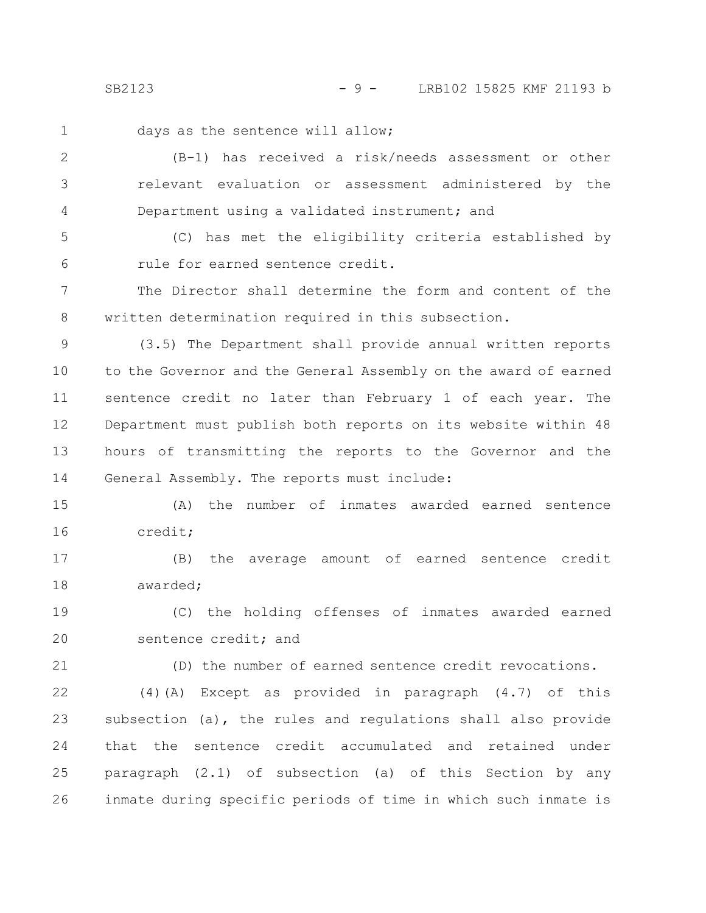days as the sentence will allow;

(B-1) has received a risk/needs assessment or other relevant evaluation or assessment administered by the Department using a validated instrument; and

(C) has met the eligibility criteria established by rule for earned sentence credit.

The Director shall determine the form and content of the written determination required in this subsection.

(3.5) The Department shall provide annual written reports to the Governor and the General Assembly on the award of earned sentence credit no later than February 1 of each year. The Department must publish both reports on its website within 48 hours of transmitting the reports to the Governor and the General Assembly. The reports must include:

(A) the number of inmates awarded earned sentence credit;

(B) the average amount of earned sentence credit awarded;

(C) the holding offenses of inmates awarded earned sentence credit; and

(D) the number of earned sentence credit revocations.

(4)(A) Except as provided in paragraph (4.7) of this subsection (a), the rules and regulations shall also provide that the sentence credit accumulated and retained under paragraph (2.1) of subsection (a) of this Section by any inmate during specific periods of time in which such inmate is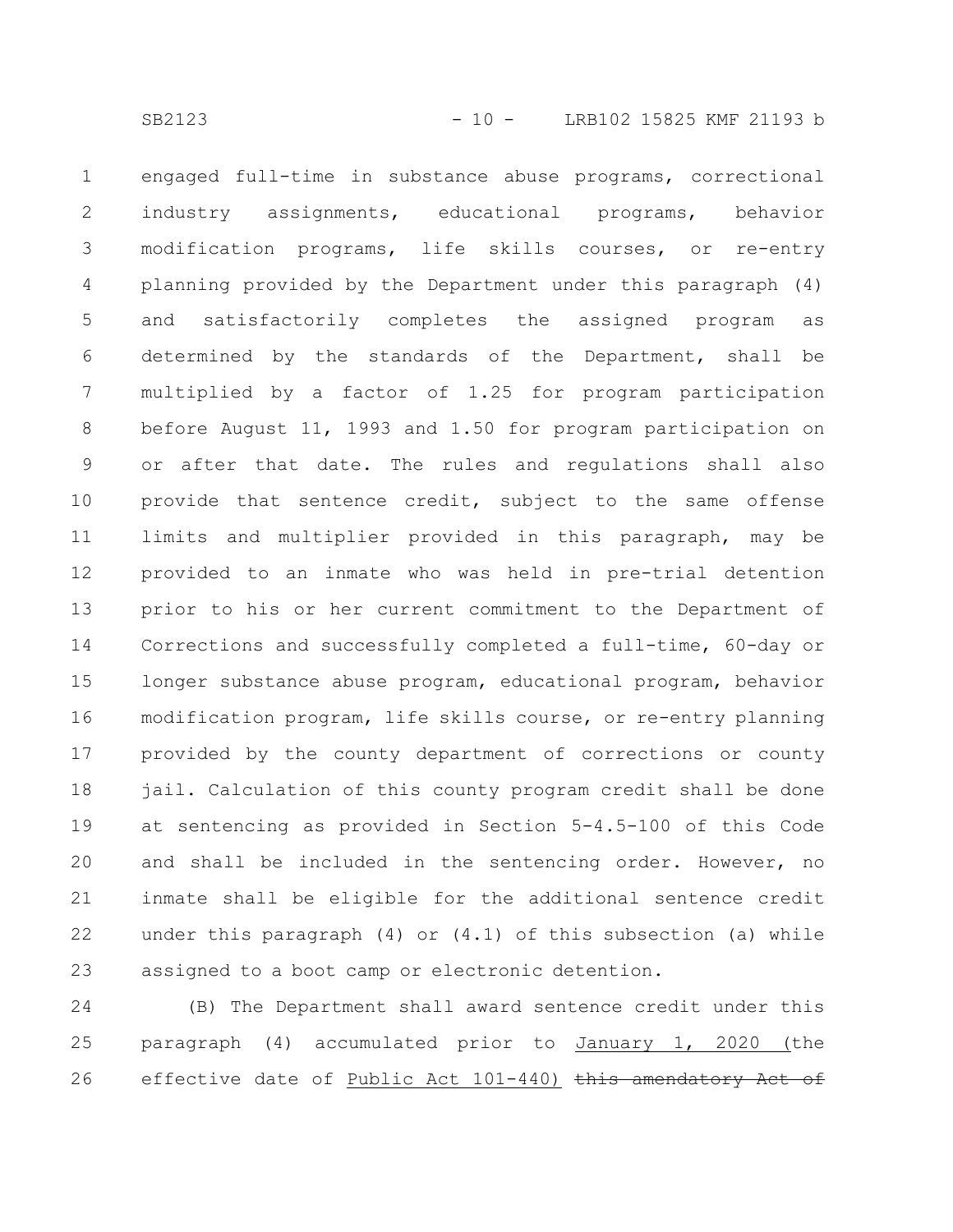engaged full-time in substance abuse programs, correctional industry assignments, educational programs, behavior modification programs, life skills courses, or re-entry planning provided by the Department under this paragraph (4) and satisfactorily completes the assigned program as determined by the standards of the Department, shall be multiplied by a factor of 1.25 for program participation before August 11, 1993 and 1.50 for program participation on or after that date. The rules and regulations shall also provide that sentence credit, subject to the same offense limits and multiplier provided in this paragraph, may be provided to an inmate who was held in pre-trial detention prior to his or her current commitment to the Department of Corrections and successfully completed a full-time, 60-day or longer substance abuse program, educational program, behavior modification program, life skills course, or re-entry planning provided by the county department of corrections or county jail. Calculation of this county program credit shall be done at sentencing as provided in Section 5-4.5-100 of this Code and shall be included in the sentencing order. However, no inmate shall be eligible for the additional sentence credit under this paragraph (4) or (4.1) of this subsection (a) while assigned to a boot camp or electronic detention.

(B) The Department shall award sentence credit under this paragraph (4) accumulated prior to <u>January 1, 2020 (</u>the effective date of <u>Public Act 101-440)</u> ~~this amendatory Act of~~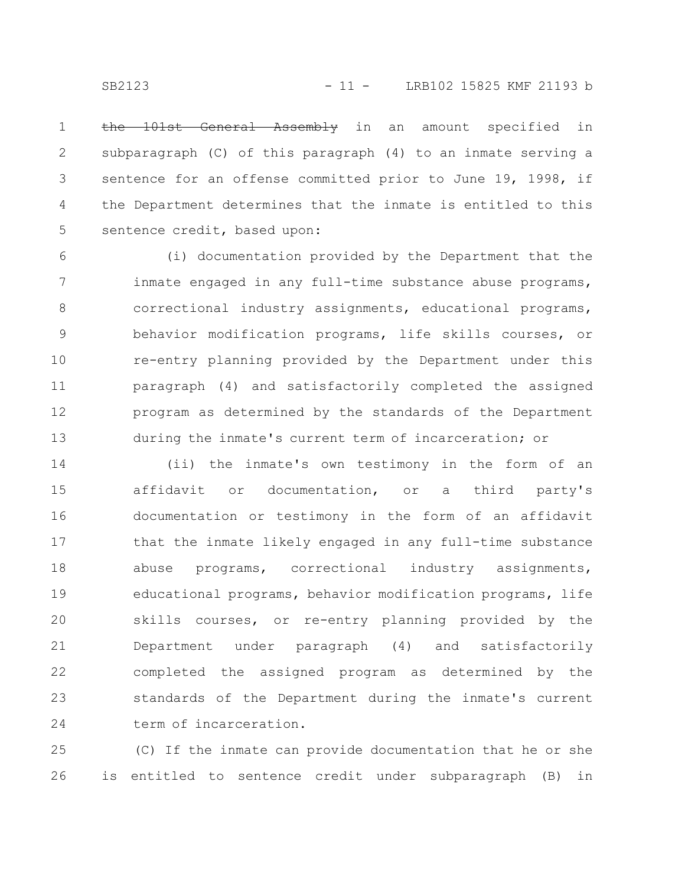~~the 101st General Assembly~~ in an amount specified in subparagraph (C) of this paragraph (4) to an inmate serving a sentence for an offense committed prior to June 19, 1998, if the Department determines that the inmate is entitled to this sentence credit, based upon:

(i) documentation provided by the Department that the inmate engaged in any full-time substance abuse programs, correctional industry assignments, educational programs, behavior modification programs, life skills courses, or re-entry planning provided by the Department under this paragraph (4) and satisfactorily completed the assigned program as determined by the standards of the Department during the inmate's current term of incarceration; or

(ii) the inmate's own testimony in the form of an affidavit or documentation, or a third party's documentation or testimony in the form of an affidavit that the inmate likely engaged in any full-time substance abuse programs, correctional industry assignments, educational programs, behavior modification programs, life skills courses, or re-entry planning provided by the Department under paragraph (4) and satisfactorily completed the assigned program as determined by the standards of the Department during the inmate's current term of incarceration.

(C) If the inmate can provide documentation that he or she is entitled to sentence credit under subparagraph (B) in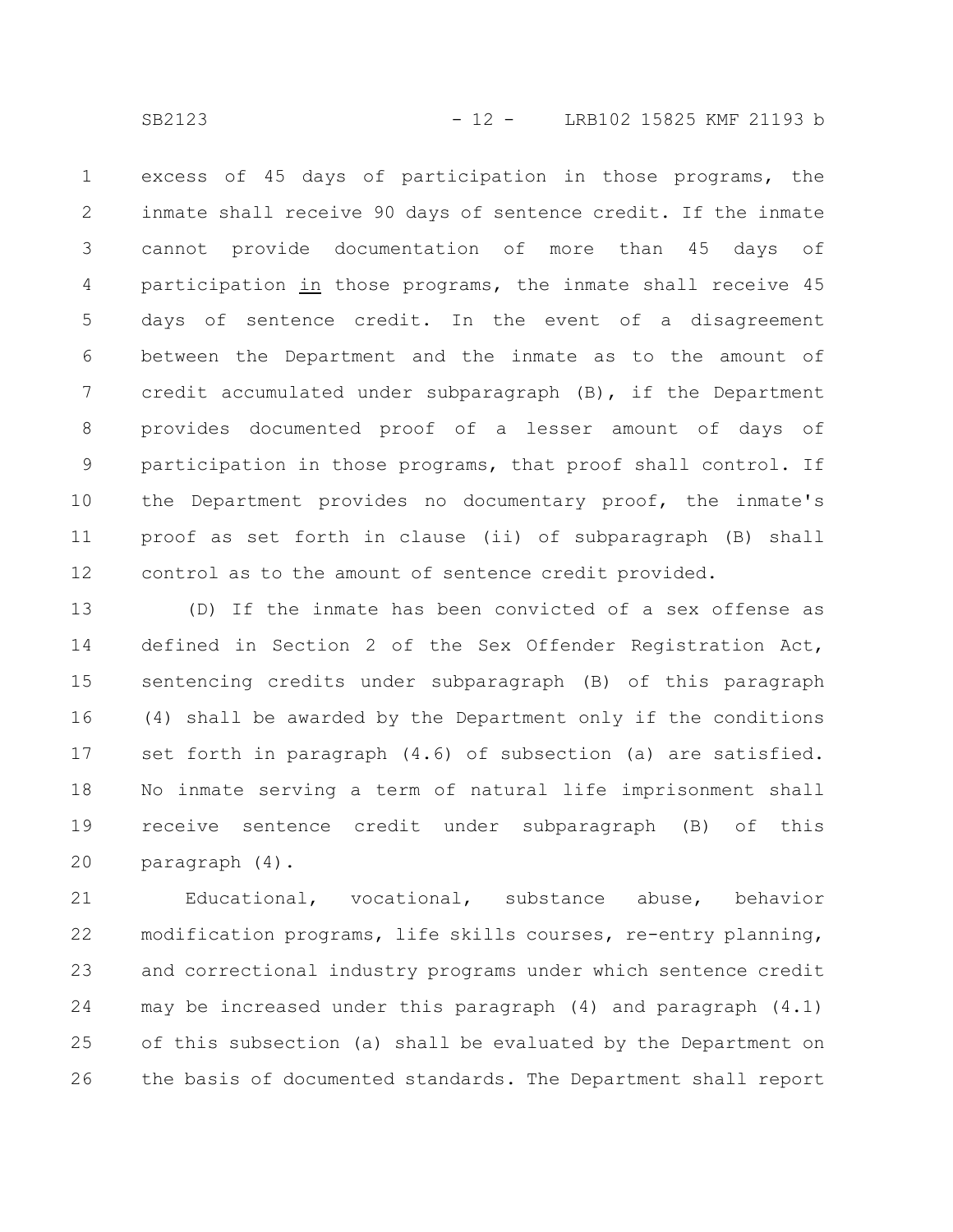excess of 45 days of participation in those programs, the inmate shall receive 90 days of sentence credit. If the inmate cannot provide documentation of more than 45 days of participation <u>in</u> those programs, the inmate shall receive 45 days of sentence credit. In the event of a disagreement between the Department and the inmate as to the amount of credit accumulated under subparagraph (B), if the Department provides documented proof of a lesser amount of days of participation in those programs, that proof shall control. If the Department provides no documentary proof, the inmate's proof as set forth in clause (ii) of subparagraph (B) shall control as to the amount of sentence credit provided.

(D) If the inmate has been convicted of a sex offense as defined in Section 2 of the Sex Offender Registration Act, sentencing credits under subparagraph (B) of this paragraph (4) shall be awarded by the Department only if the conditions set forth in paragraph (4.6) of subsection (a) are satisfied. No inmate serving a term of natural life imprisonment shall receive sentence credit under subparagraph (B) of this paragraph (4).

Educational, vocational, substance abuse, behavior modification programs, life skills courses, re-entry planning, and correctional industry programs under which sentence credit may be increased under this paragraph (4) and paragraph (4.1) of this subsection (a) shall be evaluated by the Department on the basis of documented standards. The Department shall report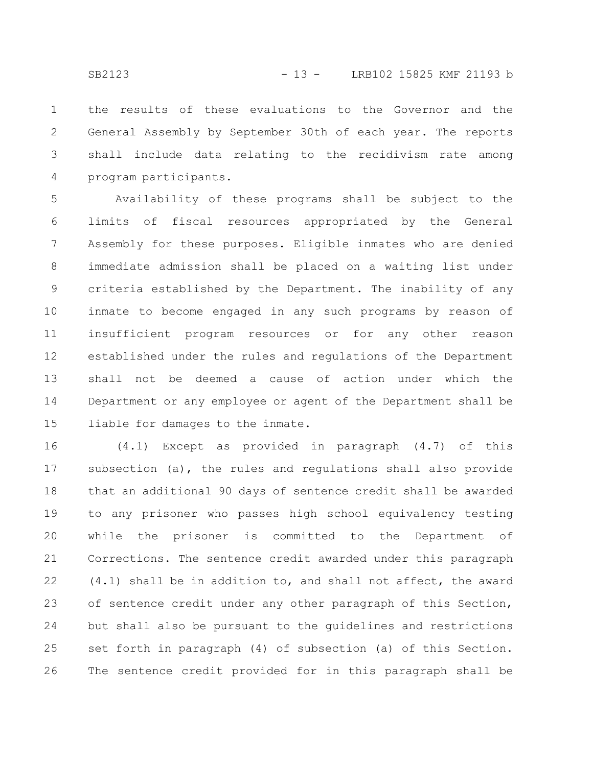the results of these evaluations to the Governor and the General Assembly by September 30th of each year. The reports shall include data relating to the recidivism rate among program participants.

Availability of these programs shall be subject to the limits of fiscal resources appropriated by the General Assembly for these purposes. Eligible inmates who are denied immediate admission shall be placed on a waiting list under criteria established by the Department. The inability of any inmate to become engaged in any such programs by reason of insufficient program resources or for any other reason established under the rules and regulations of the Department shall not be deemed a cause of action under which the Department or any employee or agent of the Department shall be liable for damages to the inmate.

(4.1) Except as provided in paragraph (4.7) of this subsection (a), the rules and regulations shall also provide that an additional 90 days of sentence credit shall be awarded to any prisoner who passes high school equivalency testing while the prisoner is committed to the Department of Corrections. The sentence credit awarded under this paragraph (4.1) shall be in addition to, and shall not affect, the award of sentence credit under any other paragraph of this Section, but shall also be pursuant to the guidelines and restrictions set forth in paragraph (4) of subsection (a) of this Section. The sentence credit provided for in this paragraph shall be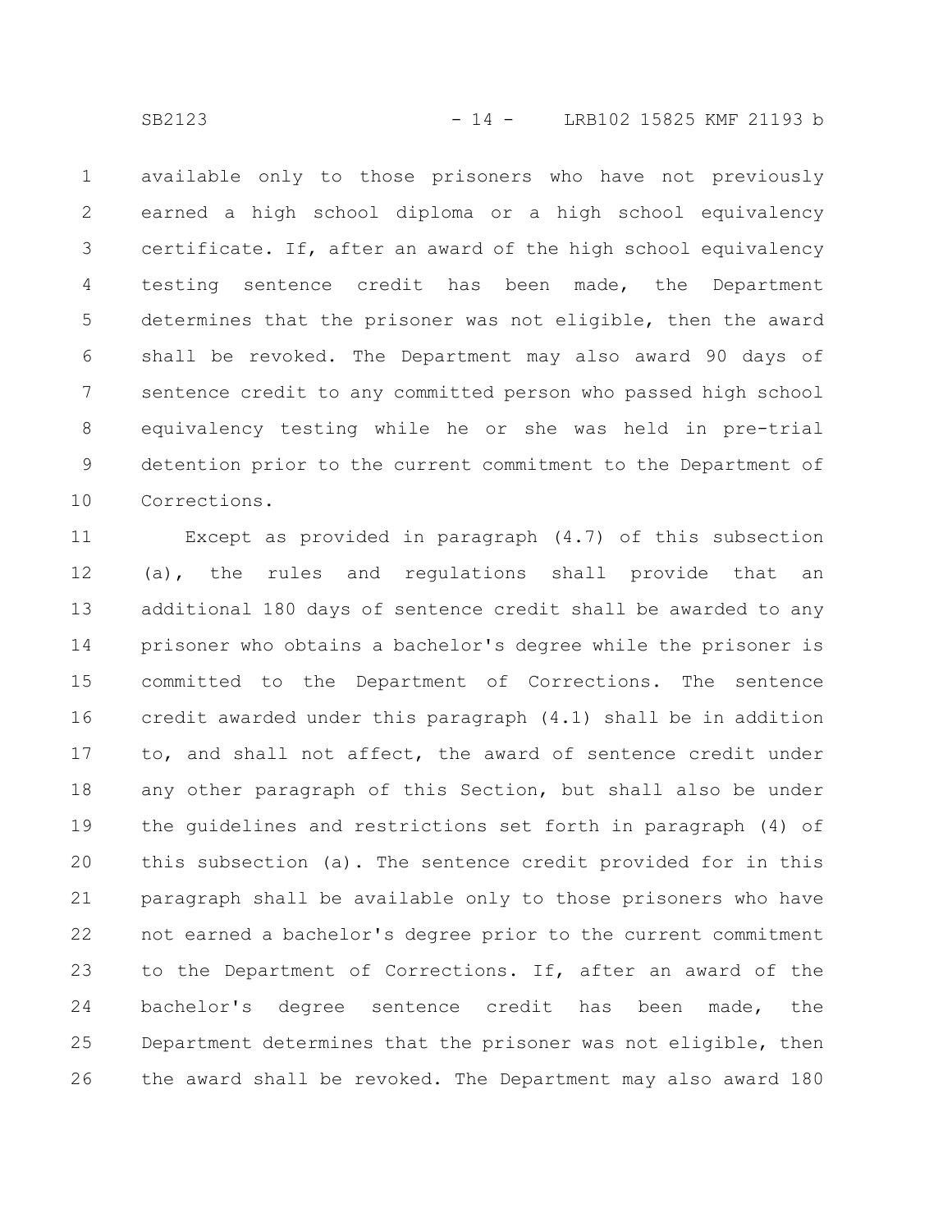available only to those prisoners who have not previously earned a high school diploma or a high school equivalency certificate. If, after an award of the high school equivalency testing sentence credit has been made, the Department determines that the prisoner was not eligible, then the award shall be revoked. The Department may also award 90 days of sentence credit to any committed person who passed high school equivalency testing while he or she was held in pre-trial detention prior to the current commitment to the Department of Corrections.

Except as provided in paragraph (4.7) of this subsection (a), the rules and regulations shall provide that an additional 180 days of sentence credit shall be awarded to any prisoner who obtains a bachelor's degree while the prisoner is committed to the Department of Corrections. The sentence credit awarded under this paragraph (4.1) shall be in addition to, and shall not affect, the award of sentence credit under any other paragraph of this Section, but shall also be under the guidelines and restrictions set forth in paragraph (4) of this subsection (a). The sentence credit provided for in this paragraph shall be available only to those prisoners who have not earned a bachelor's degree prior to the current commitment to the Department of Corrections. If, after an award of the bachelor's degree sentence credit has been made, the Department determines that the prisoner was not eligible, then the award shall be revoked. The Department may also award 180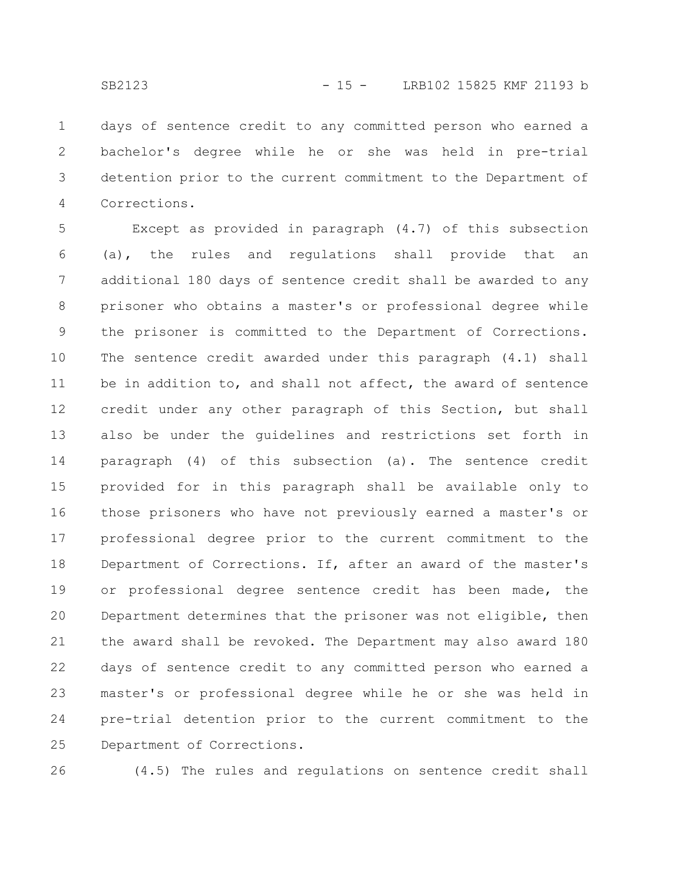days of sentence credit to any committed person who earned a bachelor's degree while he or she was held in pre-trial detention prior to the current commitment to the Department of Corrections.

Except as provided in paragraph (4.7) of this subsection (a), the rules and regulations shall provide that an additional 180 days of sentence credit shall be awarded to any prisoner who obtains a master's or professional degree while the prisoner is committed to the Department of Corrections. The sentence credit awarded under this paragraph (4.1) shall be in addition to, and shall not affect, the award of sentence credit under any other paragraph of this Section, but shall also be under the guidelines and restrictions set forth in paragraph (4) of this subsection (a). The sentence credit provided for in this paragraph shall be available only to those prisoners who have not previously earned a master's or professional degree prior to the current commitment to the Department of Corrections. If, after an award of the master's or professional degree sentence credit has been made, the Department determines that the prisoner was not eligible, then the award shall be revoked. The Department may also award 180 days of sentence credit to any committed person who earned a master's or professional degree while he or she was held in pre-trial detention prior to the current commitment to the Department of Corrections.

(4.5) The rules and regulations on sentence credit shall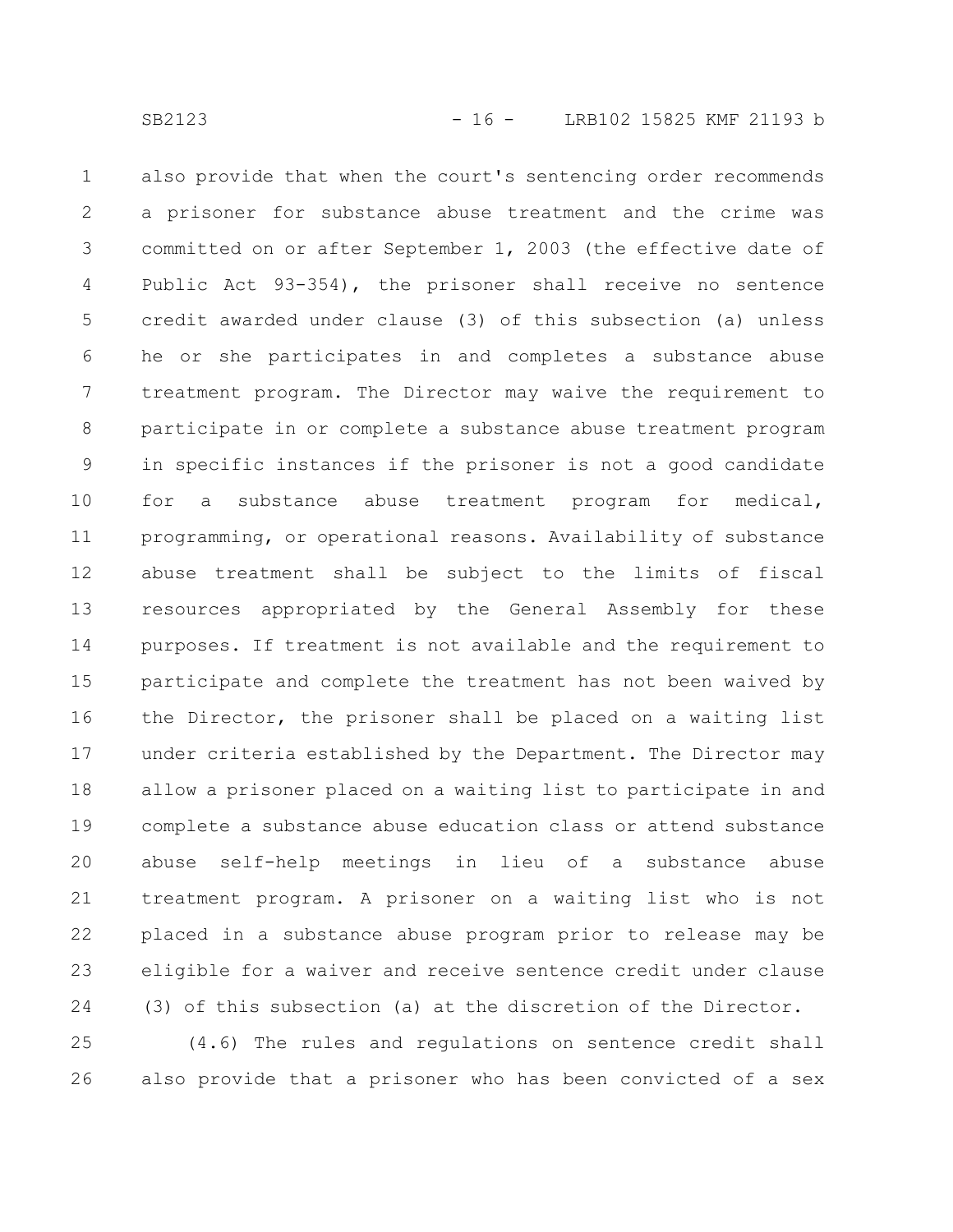also provide that when the court's sentencing order recommends a prisoner for substance abuse treatment and the crime was committed on or after September 1, 2003 (the effective date of Public Act 93-354), the prisoner shall receive no sentence credit awarded under clause (3) of this subsection (a) unless he or she participates in and completes a substance abuse treatment program. The Director may waive the requirement to participate in or complete a substance abuse treatment program in specific instances if the prisoner is not a good candidate for a substance abuse treatment program for medical, programming, or operational reasons. Availability of substance abuse treatment shall be subject to the limits of fiscal resources appropriated by the General Assembly for these purposes. If treatment is not available and the requirement to participate and complete the treatment has not been waived by the Director, the prisoner shall be placed on a waiting list under criteria established by the Department. The Director may allow a prisoner placed on a waiting list to participate in and complete a substance abuse education class or attend substance abuse self-help meetings in lieu of a substance abuse treatment program. A prisoner on a waiting list who is not placed in a substance abuse program prior to release may be eligible for a waiver and receive sentence credit under clause (3) of this subsection (a) at the discretion of the Director.

(4.6) The rules and regulations on sentence credit shall also provide that a prisoner who has been convicted of a sex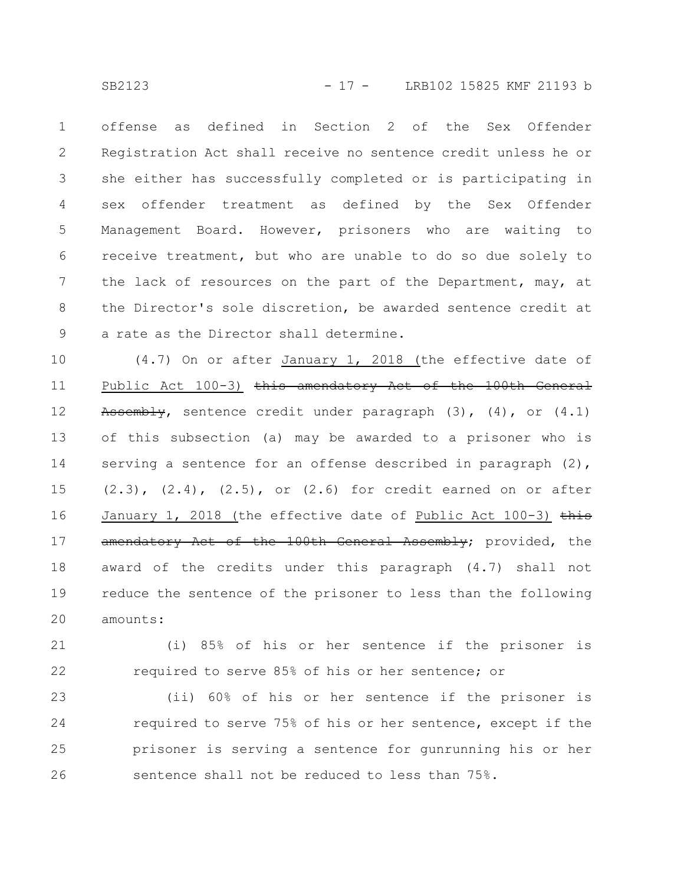offense as defined in Section 2 of the Sex Offender Registration Act shall receive no sentence credit unless he or she either has successfully completed or is participating in sex offender treatment as defined by the Sex Offender Management Board. However, prisoners who are waiting to receive treatment, but who are unable to do so due solely to the lack of resources on the part of the Department, may, at the Director's sole discretion, be awarded sentence credit at a rate as the Director shall determine.

(4.7) On or after January 1, 2018 (the effective date of Public Act 100-3) ~~this amendatory Act of the 100th General Assembly~~, sentence credit under paragraph (3), (4), or (4.1) of this subsection (a) may be awarded to a prisoner who is serving a sentence for an offense described in paragraph (2), (2.3), (2.4), (2.5), or (2.6) for credit earned on or after January 1, 2018 (the effective date of Public Act 100-3) ~~this amendatory Act of the 100th General Assembly~~; provided, the award of the credits under this paragraph (4.7) shall not reduce the sentence of the prisoner to less than the following amounts:

(i) 85% of his or her sentence if the prisoner is required to serve 85% of his or her sentence; or

(ii) 60% of his or her sentence if the prisoner is required to serve 75% of his or her sentence, except if the prisoner is serving a sentence for gunrunning his or her sentence shall not be reduced to less than 75%.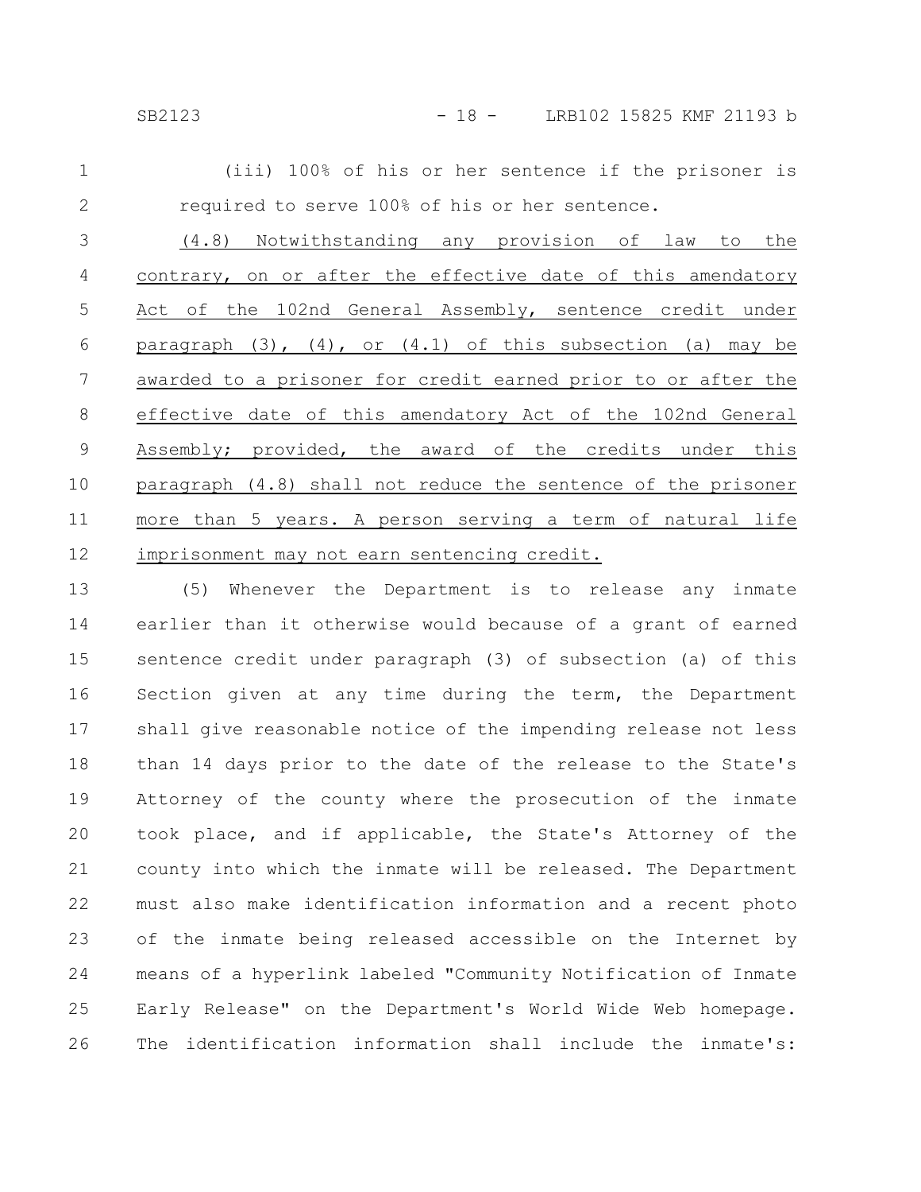(iii) 100% of his or her sentence if the prisoner is required to serve 100% of his or her sentence.

(4.8) Notwithstanding any provision of law to the contrary, on or after the effective date of this amendatory Act of the 102nd General Assembly, sentence credit under paragraph (3), (4), or (4.1) of this subsection (a) may be awarded to a prisoner for credit earned prior to or after the effective date of this amendatory Act of the 102nd General Assembly; provided, the award of the credits under this paragraph (4.8) shall not reduce the sentence of the prisoner more than 5 years. A person serving a term of natural life imprisonment may not earn sentencing credit.

(5) Whenever the Department is to release any inmate earlier than it otherwise would because of a grant of earned sentence credit under paragraph (3) of subsection (a) of this Section given at any time during the term, the Department shall give reasonable notice of the impending release not less than 14 days prior to the date of the release to the State's Attorney of the county where the prosecution of the inmate took place, and if applicable, the State's Attorney of the county into which the inmate will be released. The Department must also make identification information and a recent photo of the inmate being released accessible on the Internet by means of a hyperlink labeled "Community Notification of Inmate Early Release" on the Department's World Wide Web homepage. The identification information shall include the inmate's: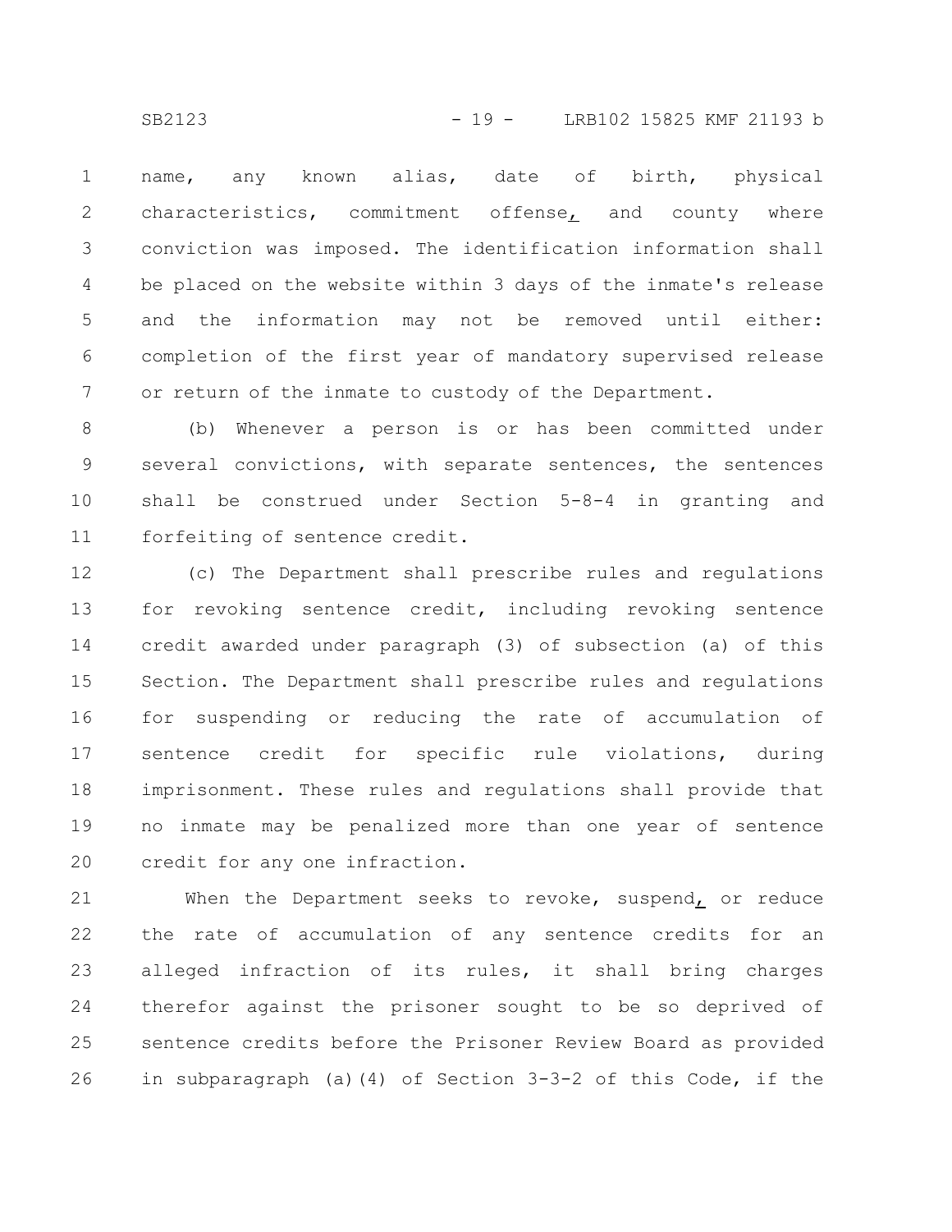name, any known alias, date of birth, physical characteristics, commitment offense, and county where conviction was imposed. The identification information shall be placed on the website within 3 days of the inmate's release and the information may not be removed until either: completion of the first year of mandatory supervised release or return of the inmate to custody of the Department.

(b) Whenever a person is or has been committed under several convictions, with separate sentences, the sentences shall be construed under Section 5-8-4 in granting and forfeiting of sentence credit.

(c) The Department shall prescribe rules and regulations for revoking sentence credit, including revoking sentence credit awarded under paragraph (3) of subsection (a) of this Section. The Department shall prescribe rules and regulations for suspending or reducing the rate of accumulation of sentence credit for specific rule violations, during imprisonment. These rules and regulations shall provide that no inmate may be penalized more than one year of sentence credit for any one infraction.

When the Department seeks to revoke, suspend, or reduce the rate of accumulation of any sentence credits for an alleged infraction of its rules, it shall bring charges therefor against the prisoner sought to be so deprived of sentence credits before the Prisoner Review Board as provided in subparagraph (a)(4) of Section 3-3-2 of this Code, if the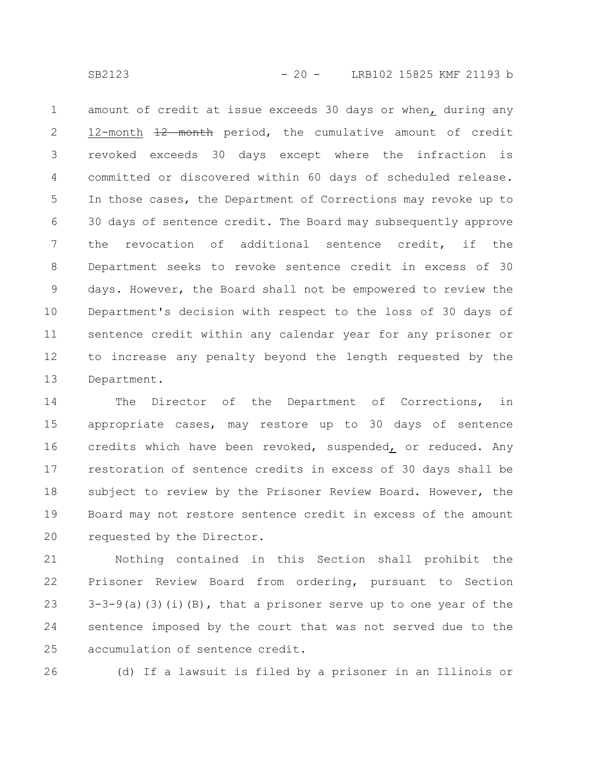amount of credit at issue exceeds 30 days or when, during any 12-month ~~12 month~~ period, the cumulative amount of credit revoked exceeds 30 days except where the infraction is committed or discovered within 60 days of scheduled release. In those cases, the Department of Corrections may revoke up to 30 days of sentence credit. The Board may subsequently approve the revocation of additional sentence credit, if the Department seeks to revoke sentence credit in excess of 30 days. However, the Board shall not be empowered to review the Department's decision with respect to the loss of 30 days of sentence credit within any calendar year for any prisoner or to increase any penalty beyond the length requested by the Department.

The Director of the Department of Corrections, in appropriate cases, may restore up to 30 days of sentence credits which have been revoked, suspended, or reduced. Any restoration of sentence credits in excess of 30 days shall be subject to review by the Prisoner Review Board. However, the Board may not restore sentence credit in excess of the amount requested by the Director.

Nothing contained in this Section shall prohibit the Prisoner Review Board from ordering, pursuant to Section 3-3-9(a)(3)(i)(B), that a prisoner serve up to one year of the sentence imposed by the court that was not served due to the accumulation of sentence credit.

(d) If a lawsuit is filed by a prisoner in an Illinois or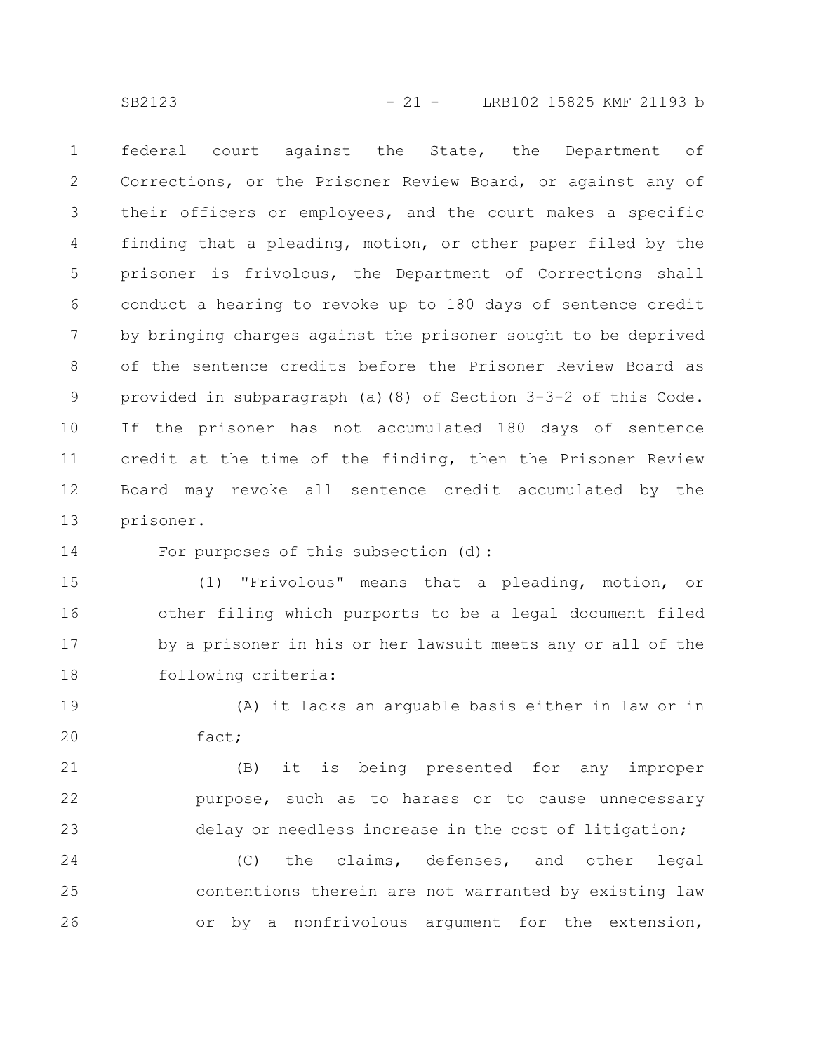federal court against the State, the Department of Corrections, or the Prisoner Review Board, or against any of their officers or employees, and the court makes a specific finding that a pleading, motion, or other paper filed by the prisoner is frivolous, the Department of Corrections shall conduct a hearing to revoke up to 180 days of sentence credit by bringing charges against the prisoner sought to be deprived of the sentence credits before the Prisoner Review Board as provided in subparagraph (a)(8) of Section 3-3-2 of this Code. If the prisoner has not accumulated 180 days of sentence credit at the time of the finding, then the Prisoner Review Board may revoke all sentence credit accumulated by the prisoner.

For purposes of this subsection (d):

(1) "Frivolous" means that a pleading, motion, or other filing which purports to be a legal document filed by a prisoner in his or her lawsuit meets any or all of the following criteria:

(A) it lacks an arguable basis either in law or in fact;

(B) it is being presented for any improper purpose, such as to harass or to cause unnecessary delay or needless increase in the cost of litigation;

(C) the claims, defenses, and other legal contentions therein are not warranted by existing law or by a nonfrivolous argument for the extension,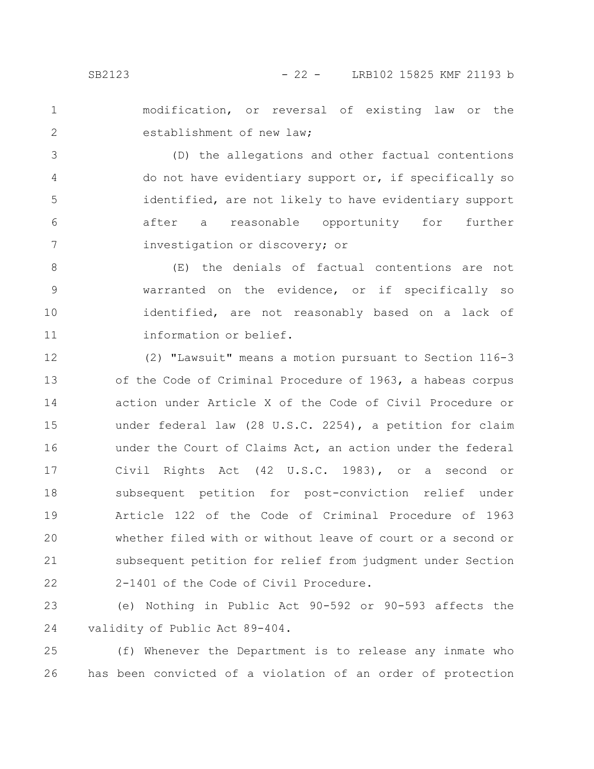modification, or reversal of existing law or the establishment of new law;

(D) the allegations and other factual contentions do not have evidentiary support or, if specifically so identified, are not likely to have evidentiary support after a reasonable opportunity for further investigation or discovery; or

(E) the denials of factual contentions are not warranted on the evidence, or if specifically so identified, are not reasonably based on a lack of information or belief.

(2) "Lawsuit" means a motion pursuant to Section 116-3 of the Code of Criminal Procedure of 1963, a habeas corpus action under Article X of the Code of Civil Procedure or under federal law (28 U.S.C. 2254), a petition for claim under the Court of Claims Act, an action under the federal Civil Rights Act (42 U.S.C. 1983), or a second or subsequent petition for post-conviction relief under Article 122 of the Code of Criminal Procedure of 1963 whether filed with or without leave of court or a second or subsequent petition for relief from judgment under Section 2-1401 of the Code of Civil Procedure.

(e) Nothing in Public Act 90-592 or 90-593 affects the validity of Public Act 89-404.

(f) Whenever the Department is to release any inmate who has been convicted of a violation of an order of protection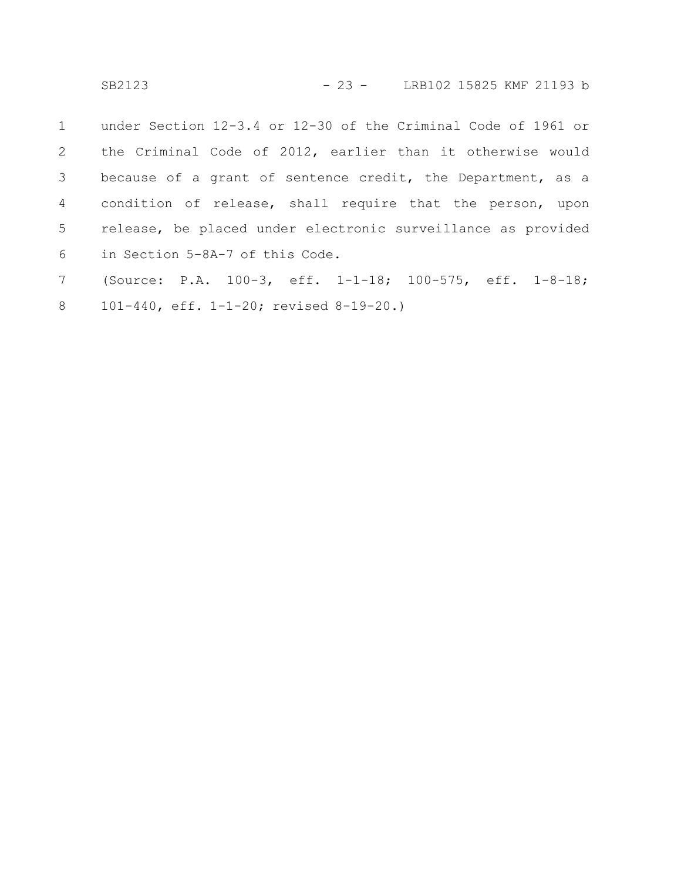under Section 12-3.4 or 12-30 of the Criminal Code of 1961 or the Criminal Code of 2012, earlier than it otherwise would because of a grant of sentence credit, the Department, as a condition of release, shall require that the person, upon release, be placed under electronic surveillance as provided in Section 5-8A-7 of this Code.

(Source: P.A. 100-3, eff. 1-1-18; 100-575, eff. 1-8-18; 101-440, eff. 1-1-20; revised 8-19-20.)